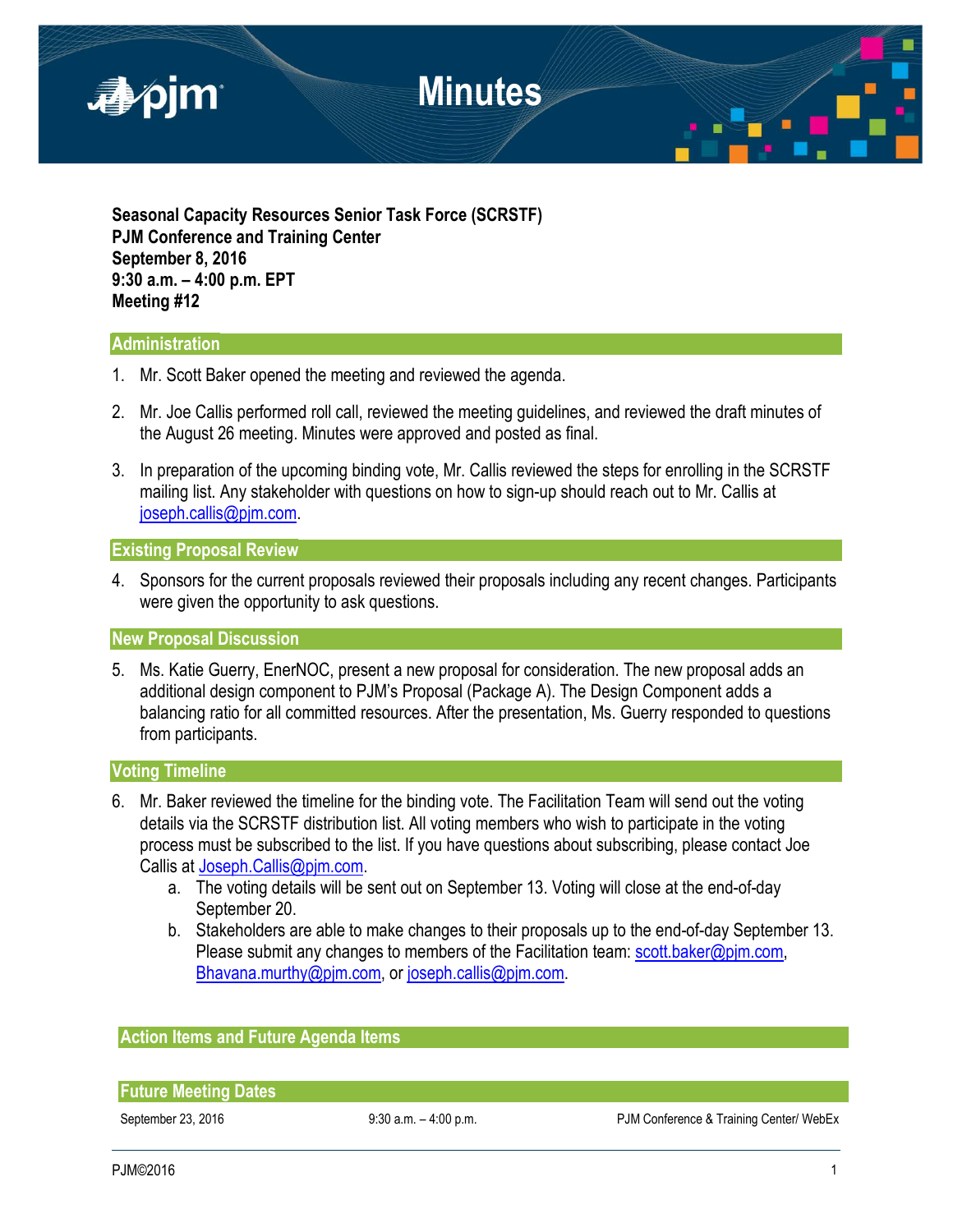# Minutes

**Seasonal Capacity Resources Senior Task Force (SCRSTF)**
**PJM Conference and Training Center**
**September 8, 2016**
**9:30 a.m. – 4:00 p.m. EPT**
**Meeting #12**

## Administration

1. Mr. Scott Baker opened the meeting and reviewed the agenda.

2. Mr. Joe Callis performed roll call, reviewed the meeting guidelines, and reviewed the draft minutes of the August 26 meeting. Minutes were approved and posted as final.

3. In preparation of the upcoming binding vote, Mr. Callis reviewed the steps for enrolling in the SCRSTF mailing list. Any stakeholder with questions on how to sign-up should reach out to Mr. Callis at joseph.callis@pjm.com.

## Existing Proposal Review

4. Sponsors for the current proposals reviewed their proposals including any recent changes. Participants were given the opportunity to ask questions.

## New Proposal Discussion

5. Ms. Katie Guerry, EnerNOC, present a new proposal for consideration. The new proposal adds an additional design component to PJM's Proposal (Package A). The Design Component adds a balancing ratio for all committed resources. After the presentation, Ms. Guerry responded to questions from participants.

## Voting Timeline

6. Mr. Baker reviewed the timeline for the binding vote. The Facilitation Team will send out the voting details via the SCRSTF distribution list. All voting members who wish to participate in the voting process must be subscribed to the list. If you have questions about subscribing, please contact Joe Callis at Joseph.Callis@pjm.com.
   a. The voting details will be sent out on September 13. Voting will close at the end-of-day September 20.
   b. Stakeholders are able to make changes to their proposals up to the end-of-day September 13. Please submit any changes to members of the Facilitation team: scott.baker@pjm.com, Bhavana.murthy@pjm.com, or joseph.callis@pjm.com.

## Action Items and Future Agenda Items

## Future Meeting Dates

| | | |
|---|---|---|
| September 23, 2016 | 9:30 a.m. – 4:00 p.m. | PJM Conference & Training Center/ WebEx |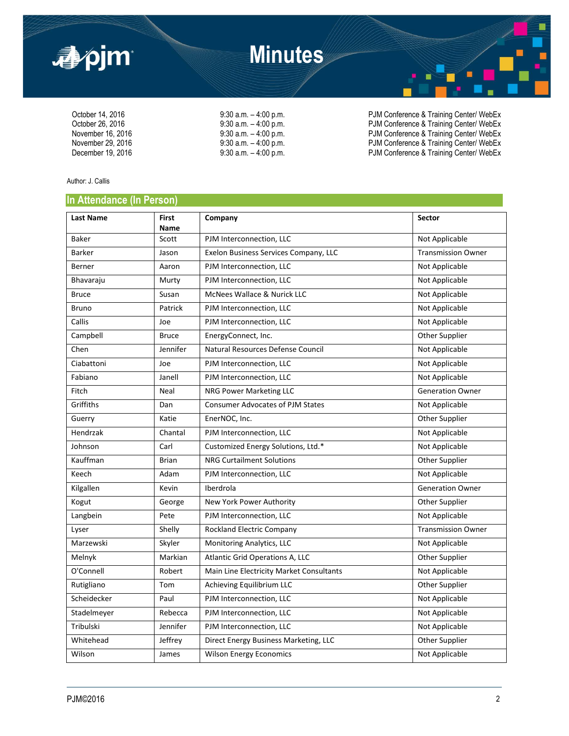| October 14, 2016 | 9:30 a.m. – 4:00 p.m. | PJM Conference & Training Center/ WebEx |
|---|---|---|
| October 26, 2016 | 9:30 a.m. – 4:00 p.m. | PJM Conference & Training Center/ WebEx |
| November 16, 2016 | 9:30 a.m. – 4:00 p.m. | PJM Conference & Training Center/ WebEx |
| November 29, 2016 | 9:30 a.m. – 4:00 p.m. | PJM Conference & Training Center/ WebEx |
| December 19, 2016 | 9:30 a.m. – 4:00 p.m. | PJM Conference & Training Center/ WebEx |

Author: J. Callis

## In Attendance (In Person)

| Last Name | First Name | Company | Sector |
|---|---|---|---|
| Baker | Scott | PJM Interconnection, LLC | Not Applicable |
| Barker | Jason | Exelon Business Services Company, LLC | Transmission Owner |
| Berner | Aaron | PJM Interconnection, LLC | Not Applicable |
| Bhavaraju | Murty | PJM Interconnection, LLC | Not Applicable |
| Bruce | Susan | McNees Wallace & Nurick LLC | Not Applicable |
| Bruno | Patrick | PJM Interconnection, LLC | Not Applicable |
| Callis | Joe | PJM Interconnection, LLC | Not Applicable |
| Campbell | Bruce | EnergyConnect, Inc. | Other Supplier |
| Chen | Jennifer | Natural Resources Defense Council | Not Applicable |
| Ciabattoni | Joe | PJM Interconnection, LLC | Not Applicable |
| Fabiano | Janell | PJM Interconnection, LLC | Not Applicable |
| Fitch | Neal | NRG Power Marketing LLC | Generation Owner |
| Griffiths | Dan | Consumer Advocates of PJM States | Not Applicable |
| Guerry | Katie | EnerNOC, Inc. | Other Supplier |
| Hendrzak | Chantal | PJM Interconnection, LLC | Not Applicable |
| Johnson | Carl | Customized Energy Solutions, Ltd.* | Not Applicable |
| Kauffman | Brian | NRG Curtailment Solutions | Other Supplier |
| Keech | Adam | PJM Interconnection, LLC | Not Applicable |
| Kilgallen | Kevin | Iberdrola | Generation Owner |
| Kogut | George | New York Power Authority | Other Supplier |
| Langbein | Pete | PJM Interconnection, LLC | Not Applicable |
| Lyser | Shelly | Rockland Electric Company | Transmission Owner |
| Marzewski | Skyler | Monitoring Analytics, LLC | Not Applicable |
| Melnyk | Markian | Atlantic Grid Operations A, LLC | Other Supplier |
| O'Connell | Robert | Main Line Electricity Market Consultants | Not Applicable |
| Rutigliano | Tom | Achieving Equilibrium LLC | Other Supplier |
| Scheidecker | Paul | PJM Interconnection, LLC | Not Applicable |
| Stadelmeyer | Rebecca | PJM Interconnection, LLC | Not Applicable |
| Tribulski | Jennifer | PJM Interconnection, LLC | Not Applicable |
| Whitehead | Jeffrey | Direct Energy Business Marketing, LLC | Other Supplier |
| Wilson | James | Wilson Energy Economics | Not Applicable |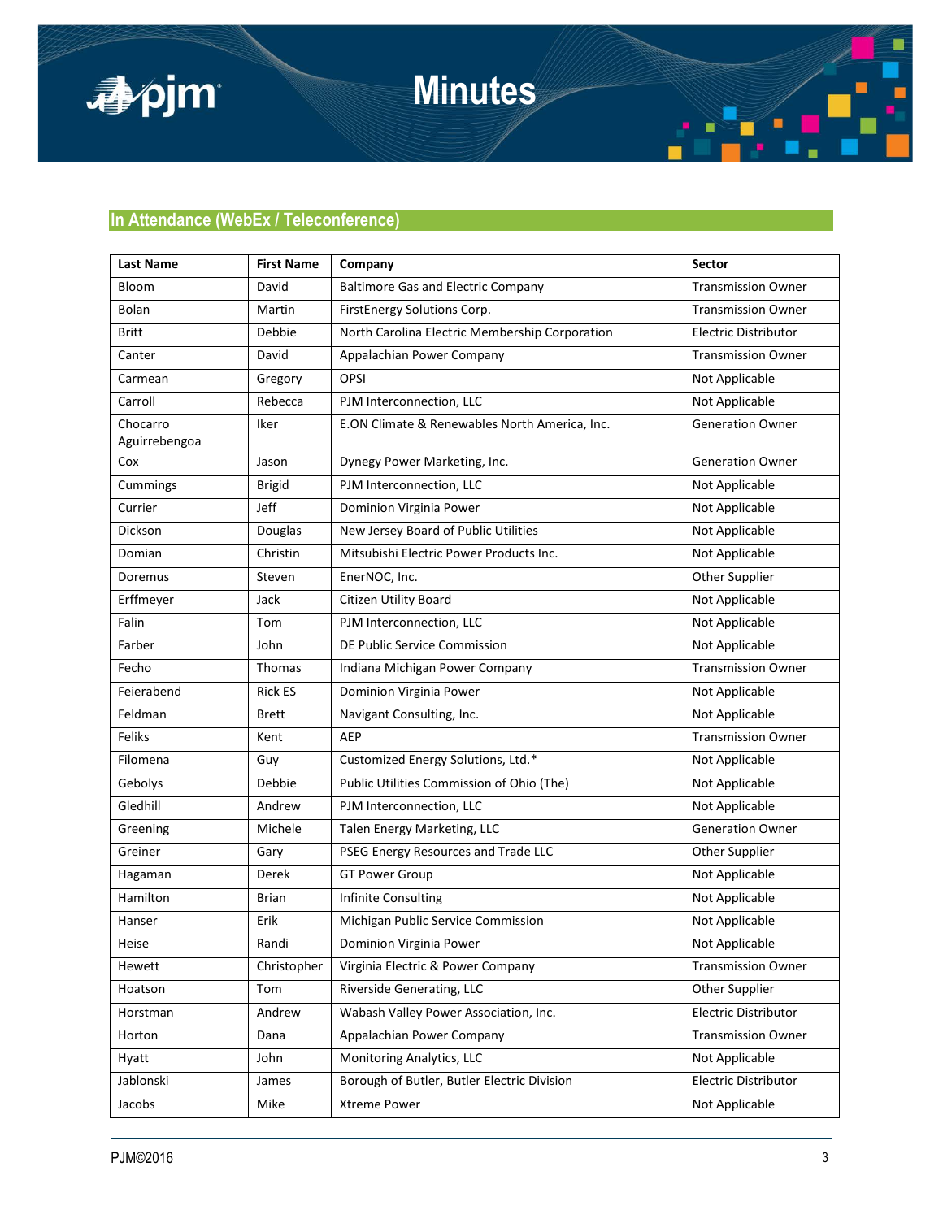## In Attendance (WebEx / Teleconference)

| Last Name | First Name | Company | Sector |
|---|---|---|---|
| Bloom | David | Baltimore Gas and Electric Company | Transmission Owner |
| Bolan | Martin | FirstEnergy Solutions Corp. | Transmission Owner |
| Britt | Debbie | North Carolina Electric Membership Corporation | Electric Distributor |
| Canter | David | Appalachian Power Company | Transmission Owner |
| Carmean | Gregory | OPSI | Not Applicable |
| Carroll | Rebecca | PJM Interconnection, LLC | Not Applicable |
| Chocarro Aguirrebengoa | Iker | E.ON Climate & Renewables North America, Inc. | Generation Owner |
| Cox | Jason | Dynegy Power Marketing, Inc. | Generation Owner |
| Cummings | Brigid | PJM Interconnection, LLC | Not Applicable |
| Currier | Jeff | Dominion Virginia Power | Not Applicable |
| Dickson | Douglas | New Jersey Board of Public Utilities | Not Applicable |
| Domian | Christin | Mitsubishi Electric Power Products Inc. | Not Applicable |
| Doremus | Steven | EnerNOC, Inc. | Other Supplier |
| Erffmeyer | Jack | Citizen Utility Board | Not Applicable |
| Falin | Tom | PJM Interconnection, LLC | Not Applicable |
| Farber | John | DE Public Service Commission | Not Applicable |
| Fecho | Thomas | Indiana Michigan Power Company | Transmission Owner |
| Feierabend | Rick ES | Dominion Virginia Power | Not Applicable |
| Feldman | Brett | Navigant Consulting, Inc. | Not Applicable |
| Feliks | Kent | AEP | Transmission Owner |
| Filomena | Guy | Customized Energy Solutions, Ltd.* | Not Applicable |
| Gebolys | Debbie | Public Utilities Commission of Ohio (The) | Not Applicable |
| Gledhill | Andrew | PJM Interconnection, LLC | Not Applicable |
| Greening | Michele | Talen Energy Marketing, LLC | Generation Owner |
| Greiner | Gary | PSEG Energy Resources and Trade LLC | Other Supplier |
| Hagaman | Derek | GT Power Group | Not Applicable |
| Hamilton | Brian | Infinite Consulting | Not Applicable |
| Hanser | Erik | Michigan Public Service Commission | Not Applicable |
| Heise | Randi | Dominion Virginia Power | Not Applicable |
| Hewett | Christopher | Virginia Electric & Power Company | Transmission Owner |
| Hoatson | Tom | Riverside Generating, LLC | Other Supplier |
| Horstman | Andrew | Wabash Valley Power Association, Inc. | Electric Distributor |
| Horton | Dana | Appalachian Power Company | Transmission Owner |
| Hyatt | John | Monitoring Analytics, LLC | Not Applicable |
| Jablonski | James | Borough of Butler, Butler Electric Division | Electric Distributor |
| Jacobs | Mike | Xtreme Power | Not Applicable |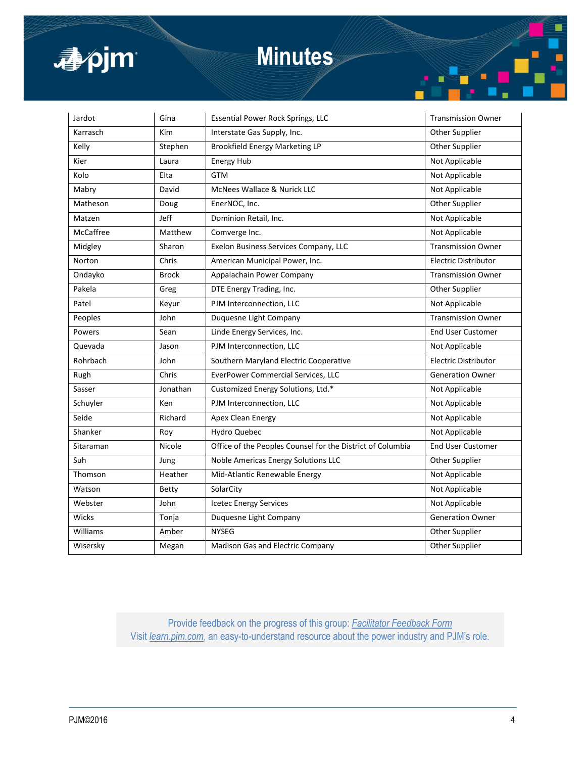| | | | |
|---|---|---|---|
| Jardot | Gina | Essential Power Rock Springs, LLC | Transmission Owner |
| Karrasch | Kim | Interstate Gas Supply, Inc. | Other Supplier |
| Kelly | Stephen | Brookfield Energy Marketing LP | Other Supplier |
| Kier | Laura | Energy Hub | Not Applicable |
| Kolo | Elta | GTM | Not Applicable |
| Mabry | David | McNees Wallace & Nurick LLC | Not Applicable |
| Matheson | Doug | EnerNOC, Inc. | Other Supplier |
| Matzen | Jeff | Dominion Retail, Inc. | Not Applicable |
| McCaffree | Matthew | Comverge Inc. | Not Applicable |
| Midgley | Sharon | Exelon Business Services Company, LLC | Transmission Owner |
| Norton | Chris | American Municipal Power, Inc. | Electric Distributor |
| Ondayko | Brock | Appalachain Power Company | Transmission Owner |
| Pakela | Greg | DTE Energy Trading, Inc. | Other Supplier |
| Patel | Keyur | PJM Interconnection, LLC | Not Applicable |
| Peoples | John | Duquesne Light Company | Transmission Owner |
| Powers | Sean | Linde Energy Services, Inc. | End User Customer |
| Quevada | Jason | PJM Interconnection, LLC | Not Applicable |
| Rohrbach | John | Southern Maryland Electric Cooperative | Electric Distributor |
| Rugh | Chris | EverPower Commercial Services, LLC | Generation Owner |
| Sasser | Jonathan | Customized Energy Solutions, Ltd.* | Not Applicable |
| Schuyler | Ken | PJM Interconnection, LLC | Not Applicable |
| Seide | Richard | Apex Clean Energy | Not Applicable |
| Shanker | Roy | Hydro Quebec | Not Applicable |
| Sitaraman | Nicole | Office of the Peoples Counsel for the District of Columbia | End User Customer |
| Suh | Jung | Noble Americas Energy Solutions LLC | Other Supplier |
| Thomson | Heather | Mid-Atlantic Renewable Energy | Not Applicable |
| Watson | Betty | SolarCity | Not Applicable |
| Webster | John | Icetec Energy Services | Not Applicable |
| Wicks | Tonja | Duquesne Light Company | Generation Owner |
| Williams | Amber | NYSEG | Other Supplier |
| Wisersky | Megan | Madison Gas and Electric Company | Other Supplier |

Provide feedback on the progress of this group: *Facilitator Feedback Form*
Visit *learn.pjm.com*, an easy-to-understand resource about the power industry and PJM's role.

PJM©2016